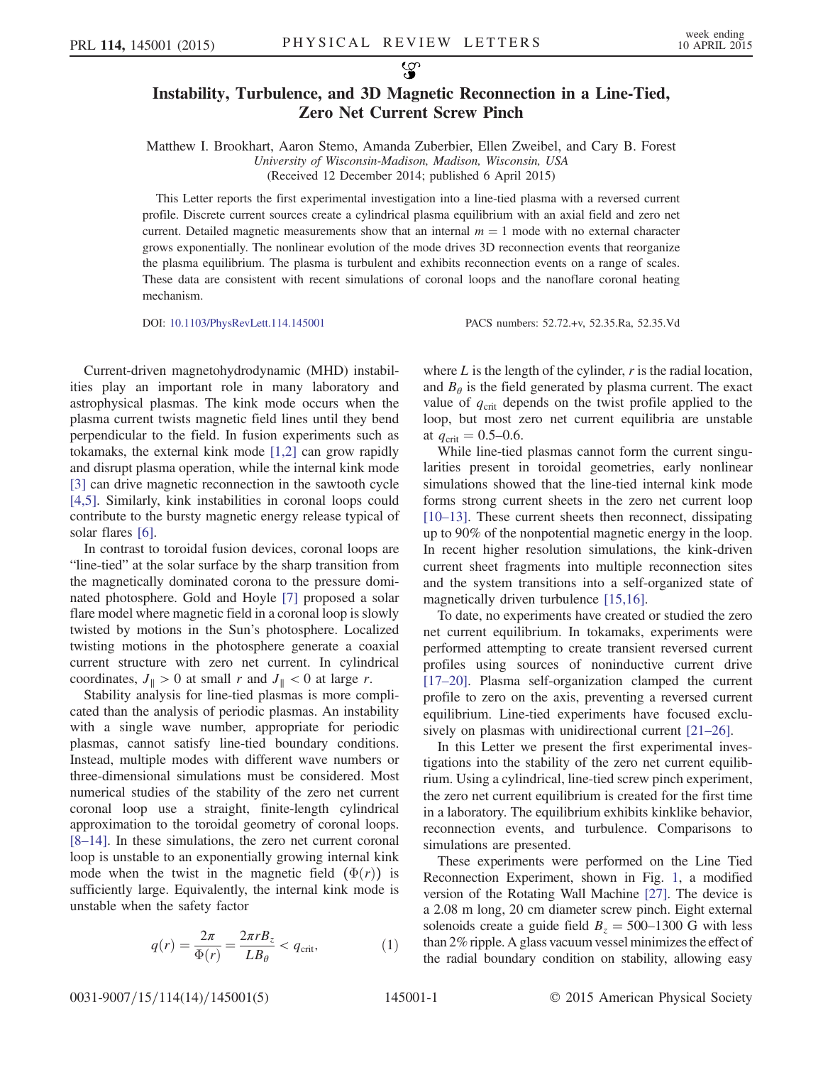# Instability, Turbulence, and 3D Magnetic Reconnection in a Line-Tied, Zero Net Current Screw Pinch

Matthew I. Brookhart, Aaron Stemo, Amanda Zuberbier, Ellen Zweibel, and Cary B. Forest

*University of Wisconsin-Madison, Madison, Wisconsin, USA*

(Received 12 December 2014; published 6 April 2015)

This Letter reports the first experimental investigation into a line-tied plasma with a reversed current profile. Discrete current sources create a cylindrical plasma equilibrium with an axial field and zero net current. Detailed magnetic measurements show that an internal $m = 1$ mode with no external character grows exponentially. The nonlinear evolution of the mode drives 3D reconnection events that reorganize the plasma equilibrium. The plasma is turbulent and exhibits reconnection events on a range of scales. These data are consistent with recent simulations of coronal loops and the nanoflare coronal heating mechanism.

DOI: 10.1103/PhysRevLett.114.145001 PACS numbers: 52.72.+v, 52.35.Ra, 52.35.Vd

Current-driven magnetohydrodynamic (MHD) instabilities play an important role in many laboratory and astrophysical plasmas. The kink mode occurs when the plasma current twists magnetic field lines until they bend perpendicular to the field. In fusion experiments such as tokamaks, the external kink mode [1,2] can grow rapidly and disrupt plasma operation, while the internal kink mode [3] can drive magnetic reconnection in the sawtooth cycle [4,5]. Similarly, kink instabilities in coronal loops could contribute to the bursty magnetic energy release typical of solar flares [6].

In contrast to toroidal fusion devices, coronal loops are "line-tied" at the solar surface by the sharp transition from the magnetically dominated corona to the pressure dominated photosphere. Gold and Hoyle [7] proposed a solar flare model where magnetic field in a coronal loop is slowly twisted by motions in the Sun's photosphere. Localized twisting motions in the photosphere generate a coaxial current structure with zero net current. In cylindrical coordinates, $J_{\parallel} > 0$ at small $r$ and $J_{\parallel} < 0$ at large $r$.

Stability analysis for line-tied plasmas is more complicated than the analysis of periodic plasmas. An instability with a single wave number, appropriate for periodic plasmas, cannot satisfy line-tied boundary conditions. Instead, multiple modes with different wave numbers or three-dimensional simulations must be considered. Most numerical studies of the stability of the zero net current coronal loop use a straight, finite-length cylindrical approximation to the toroidal geometry of coronal loops. [8–14]. In these simulations, the zero net current coronal loop is unstable to an exponentially growing internal kink mode when the twist in the magnetic field ($\Phi(r)$) is sufficiently large. Equivalently, the internal kink mode is unstable when the safety factor

$$q(r) = \frac{2\pi}{\Phi(r)} = \frac{2\pi r B_z}{L B_\theta} < q_{\mathrm{crit}}, \tag{1}$$

where $L$ is the length of the cylinder, $r$ is the radial location, and $B_\theta$ is the field generated by plasma current. The exact value of $q_{\mathrm{crit}}$ depends on the twist profile applied to the loop, but most zero net current equilibria are unstable at $q_{\mathrm{crit}} = 0.5$–$0.6$.

While line-tied plasmas cannot form the current singularities present in toroidal geometries, early nonlinear simulations showed that the line-tied internal kink mode forms strong current sheets in the zero net current loop [10–13]. These current sheets then reconnect, dissipating up to 90% of the nonpotential magnetic energy in the loop. In recent higher resolution simulations, the kink-driven current sheet fragments into multiple reconnection sites and the system transitions into a self-organized state of magnetically driven turbulence [15,16].

To date, no experiments have created or studied the zero net current equilibrium. In tokamaks, experiments were performed attempting to create transient reversed current profiles using sources of noninductive current drive [17–20]. Plasma self-organization clamped the current profile to zero on the axis, preventing a reversed current equilibrium. Line-tied experiments have focused exclusively on plasmas with unidirectional current [21–26].

In this Letter we present the first experimental investigations into the stability of the zero net current equilibrium. Using a cylindrical, line-tied screw pinch experiment, the zero net current equilibrium is created for the first time in a laboratory. The equilibrium exhibits kinklike behavior, reconnection events, and turbulence. Comparisons to simulations are presented.

These experiments were performed on the Line Tied Reconnection Experiment, shown in Fig. 1, a modified version of the Rotating Wall Machine [27]. The device is a 2.08 m long, 20 cm diameter screw pinch. Eight external solenoids create a guide field $B_z = 500$–$1300$ G with less than 2% ripple. A glass vacuum vessel minimizes the effect of the radial boundary condition on stability, allowing easy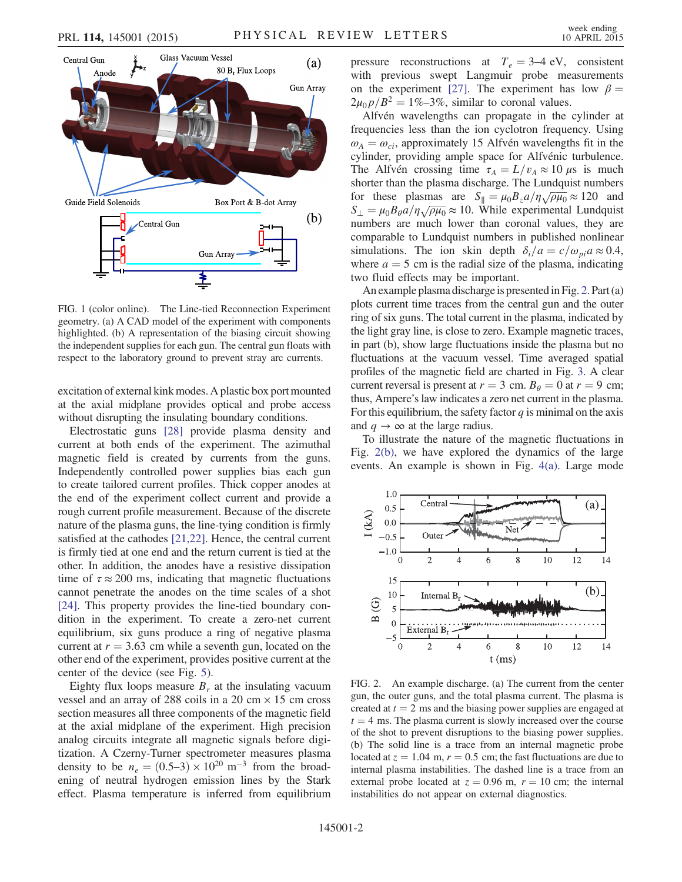FIG. 1 (color online). The Line-tied Reconnection Experiment geometry. (a) A CAD model of the experiment with components highlighted. (b) A representation of the biasing circuit showing the independent supplies for each gun. The central gun floats with respect to the laboratory ground to prevent stray arc currents.

excitation of external kink modes. A plastic box port mounted at the axial midplane provides optical and probe access without disrupting the insulating boundary conditions.

Electrostatic guns [28] provide plasma density and current at both ends of the experiment. The azimuthal magnetic field is created by currents from the guns. Independently controlled power supplies bias each gun to create tailored current profiles. Thick copper anodes at the end of the experiment collect current and provide a rough current profile measurement. Because of the discrete nature of the plasma guns, the line-tying condition is firmly satisfied at the cathodes [21,22]. Hence, the central current is firmly tied at one end and the return current is tied at the other. In addition, the anodes have a resistive dissipation time of $\tau \approx 200$ ms, indicating that magnetic fluctuations cannot penetrate the anodes on the time scales of a shot [24]. This property provides the line-tied boundary condition in the experiment. To create a zero-net current equilibrium, six guns produce a ring of negative plasma current at $r = 3.63$ cm while a seventh gun, located on the other end of the experiment, provides positive current at the center of the device (see Fig. 5).

Eighty flux loops measure $B_r$ at the insulating vacuum vessel and an array of 288 coils in a 20 cm × 15 cm cross section measures all three components of the magnetic field at the axial midplane of the experiment. High precision analog circuits integrate all magnetic signals before digitization. A Czerny-Turner spectrometer measures plasma density to be $n_e = (0.5\text{–}3) \times 10^{20}\ \mathrm{m}^{-3}$ from the broadening of neutral hydrogen emission lines by the Stark effect. Plasma temperature is inferred from equilibrium pressure reconstructions at $T_e = 3\text{–}4$ eV, consistent with previous swept Langmuir probe measurements on the experiment [27]. The experiment has low $\beta = 2\mu_0 p/B^2 = 1\%\text{–}3\%$, similar to coronal values.

Alfvén wavelengths can propagate in the cylinder at frequencies less than the ion cyclotron frequency. Using $\omega_A = \omega_{ci}$, approximately 15 Alfvén wavelengths fit in the cylinder, providing ample space for Alfvénic turbulence. The Alfvén crossing time $\tau_A = L/v_A \approx 10\ \mu$s is much shorter than the plasma discharge. The Lundquist numbers for these plasmas are $S_\parallel = \mu_0 B_z a/\eta\sqrt{\rho\mu_0} \approx 120$ and $S_\perp = \mu_0 B_\theta a/\eta\sqrt{\rho\mu_0} \approx 10$. While experimental Lundquist numbers are much lower than coronal values, they are comparable to Lundquist numbers in published nonlinear simulations. The ion skin depth $\delta_i/a = c/\omega_{pi}a \approx 0.4$, where $a = 5$ cm is the radial size of the plasma, indicating two fluid effects may be important.

An example plasma discharge is presented in Fig. 2. Part (a) plots current time traces from the central gun and the outer ring of six guns. The total current in the plasma, indicated by the light gray line, is close to zero. Example magnetic traces, in part (b), show large fluctuations inside the plasma but no fluctuations at the vacuum vessel. Time averaged spatial profiles of the magnetic field are charted in Fig. 3. A clear current reversal is present at $r = 3$ cm. $B_\theta = 0$ at $r = 9$ cm; thus, Ampere's law indicates a zero net current in the plasma. For this equilibrium, the safety factor $q$ is minimal on the axis and $q \to \infty$ at the large radius.

To illustrate the nature of the magnetic fluctuations in Fig. 2(b), we have explored the dynamics of the large events. An example is shown in Fig. 4(a). Large mode

FIG. 2. An example discharge. (a) The current from the center gun, the outer guns, and the total plasma current. The plasma is created at $t = 2$ ms and the biasing power supplies are engaged at $t = 4$ ms. The plasma current is slowly increased over the course of the shot to prevent disruptions to the biasing power supplies. (b) The solid line is a trace from an internal magnetic probe located at $z = 1.04$ m, $r = 0.5$ cm; the fast fluctuations are due to internal plasma instabilities. The dashed line is a trace from an external probe located at $z = 0.96$ m, $r = 10$ cm; the internal instabilities do not appear on external diagnostics.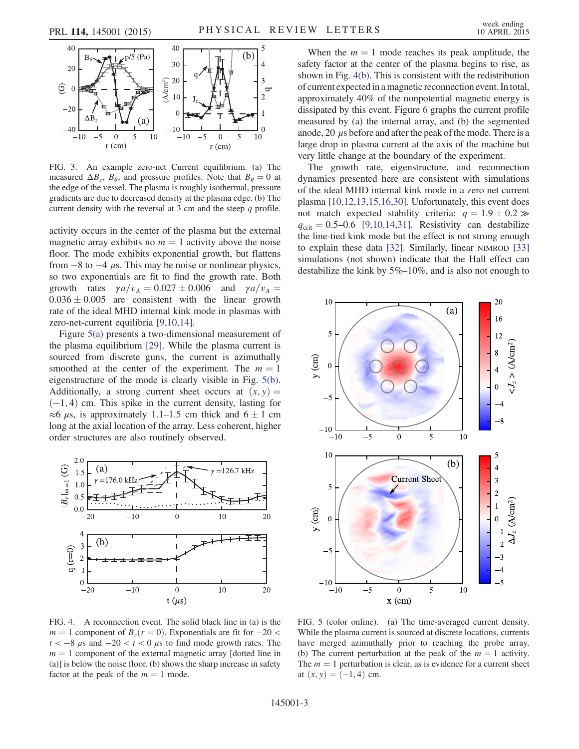FIG. 3. An example zero-net Current equilibrium. (a) The measured $\Delta B_z$, $B_\theta$, and pressure profiles. Note that $B_\theta = 0$ at the edge of the vessel. The plasma is roughly isothermal, pressure gradients are due to decreased density at the plasma edge. (b) The current density with the reversal at 3 cm and the steep $q$ profile.

activity occurs in the center of the plasma but the external magnetic array exhibits no $m = 1$ activity above the noise floor. The mode exhibits exponential growth, but flattens from $-8$ to $-4$ $\mu$s. This may be noise or nonlinear physics, so two exponentials are fit to find the growth rate. Both growth rates $\gamma a/v_A = 0.027 \pm 0.006$ and $\gamma a/v_A = 0.036 \pm 0.005$ are consistent with the linear growth rate of the ideal MHD internal kink mode in plasmas with zero-net-current equilibria [9,10,14].

Figure 5(a) presents a two-dimensional measurement of the plasma equilibrium [29]. While the plasma current is sourced from discrete guns, the current is azimuthally smoothed at the center of the experiment. The $m = 1$ eigenstructure of the mode is clearly visible in Fig. 5(b). Additionally, a strong current sheet occurs at $(x, y) = (-1, 4)$ cm. This spike in the current density, lasting for $\approx 6$ $\mu$s, is approximately 1.1–1.5 cm thick and $6 \pm 1$ cm long at the axial location of the array. Less coherent, higher order structures are also routinely observed.

FIG. 4. A reconnection event. The solid black line in (a) is the $m = 1$ component of $B_r(r = 0)$. Exponentials are fit for $-20 < t < -8$ $\mu$s and $-20 < t < 0$ $\mu$s to find mode growth rates. The $m = 1$ component of the external magnetic array [dotted line in (a)] is below the noise floor. (b) shows the sharp increase in safety factor at the peak of the $m = 1$ mode.

When the $m = 1$ mode reaches its peak amplitude, the safety factor at the center of the plasma begins to rise, as shown in Fig. 4(b). This is consistent with the redistribution of current expected in a magnetic reconnection event. In total, approximately 40% of the nonpotential magnetic energy is dissipated by this event. Figure 6 graphs the current profile measured by (a) the internal array, and (b) the segmented anode, 20 $\mu$s before and after the peak of the mode. There is a large drop in plasma current at the axis of the machine but very little change at the boundary of the experiment.

The growth rate, eigenstructure, and reconnection dynamics presented here are consistent with simulations of the ideal MHD internal kink mode in a zero net current plasma [10,12,13,15,16,30]. Unfortunately, this event does not match expected stability criteria: $q = 1.9 \pm 0.2 \gg q_{\mathrm{crit}} = 0.5$–$0.6$ [9,10,14,31]. Resistivity can destabilize the line-tied kink mode but the effect is not strong enough to explain these data [32]. Similarly, linear NIMROD [33] simulations (not shown) indicate that the Hall effect can destabilize the kink by 5%–10%, and is also not enough to

FIG. 5 (color online). (a) The time-averaged current density. While the plasma current is sourced at discrete locations, currents have merged azimuthally prior to reaching the probe array. (b) The current perturbation at the peak of the $m = 1$ activity. The $m = 1$ perturbation is clear, as is evidence for a current sheet at $(x, y) = (-1, 4)$ cm.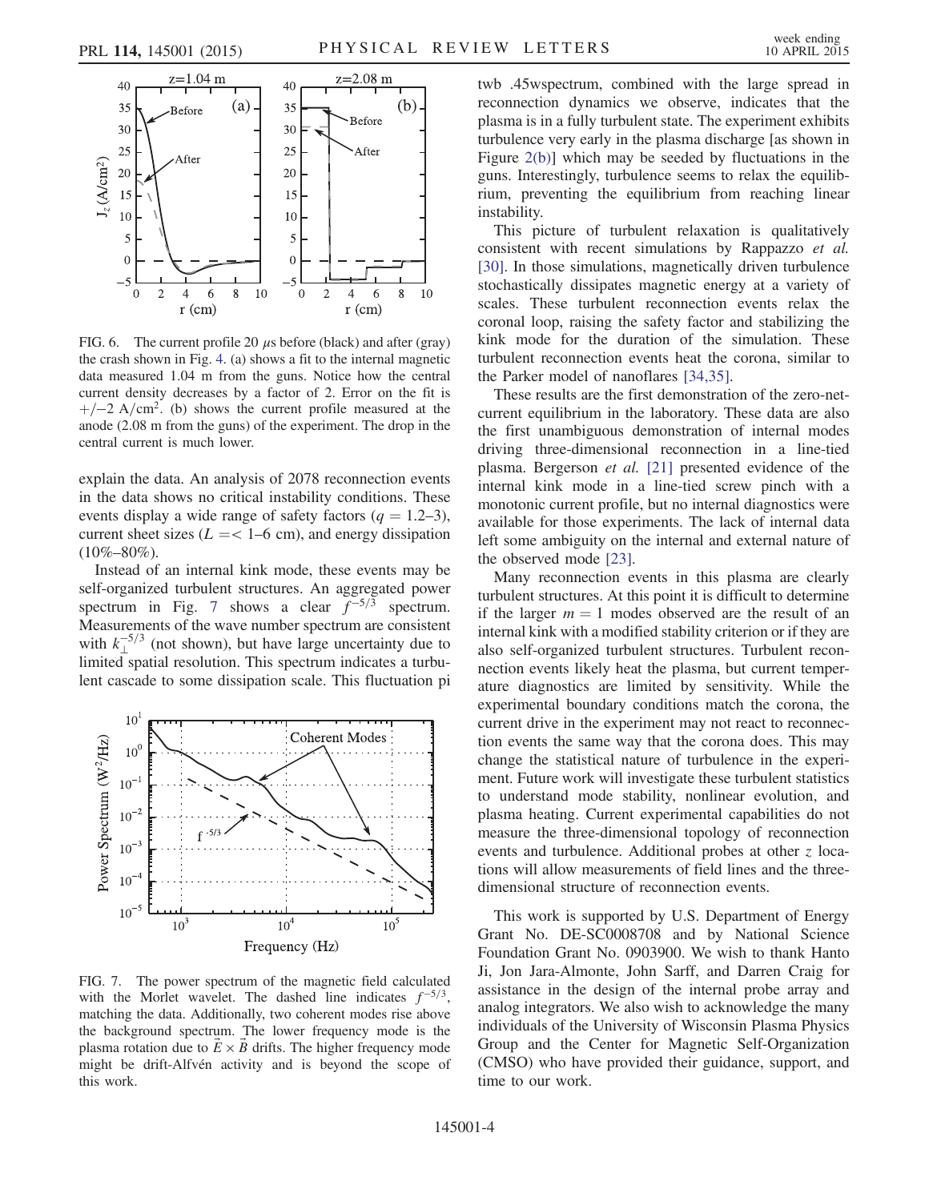FIG. 6. The current profile 20 $\mu$s before (black) and after (gray) the crash shown in Fig. 4. (a) shows a fit to the internal magnetic data measured 1.04 m from the guns. Notice how the central current density decreases by a factor of 2. Error on the fit is $+/-2$ A/cm$^2$. (b) shows the current profile measured at the anode (2.08 m from the guns) of the experiment. The drop in the central current is much lower.

explain the data. An analysis of 2078 reconnection events in the data shows no critical instability conditions. These events display a wide range of safety factors ($q = 1.2$–3), current sheet sizes ($L =< 1$–6 cm), and energy dissipation (10%–80%).

Instead of an internal kink mode, these events may be self-organized turbulent structures. An aggregated power spectrum in Fig. 7 shows a clear $f^{-5/3}$ spectrum. Measurements of the wave number spectrum are consistent with $k_{\perp}^{-5/3}$ (not shown), but have large uncertainty due to limited spatial resolution. This spectrum indicates a turbulent cascade to some dissipation scale. This fluctuation pi twb .45wspectrum, combined with the large spread in reconnection dynamics we observe, indicates that the plasma is in a fully turbulent state. The experiment exhibits turbulence very early in the plasma discharge [as shown in Figure 2(b)] which may be seeded by fluctuations in the guns. Interestingly, turbulence seems to relax the equilibrium, preventing the equilibrium from reaching linear instability.

FIG. 7. The power spectrum of the magnetic field calculated with the Morlet wavelet. The dashed line indicates $f^{-5/3}$, matching the data. Additionally, two coherent modes rise above the background spectrum. The lower frequency mode is the plasma rotation due to $\vec{E} \times \vec{B}$ drifts. The higher frequency mode might be drift-Alfvén activity and is beyond the scope of this work.

This picture of turbulent relaxation is qualitatively consistent with recent simulations by Rappazzo *et al.* [30]. In those simulations, magnetically driven turbulence stochastically dissipates magnetic energy at a variety of scales. These turbulent reconnection events relax the coronal loop, raising the safety factor and stabilizing the kink mode for the duration of the simulation. These turbulent reconnection events heat the corona, similar to the Parker model of nanoflares [34,35].

These results are the first demonstration of the zero-net-current equilibrium in the laboratory. These data are also the first unambiguous demonstration of internal modes driving three-dimensional reconnection in a line-tied plasma. Bergerson *et al.* [21] presented evidence of the internal kink mode in a line-tied screw pinch with a monotonic current profile, but no internal diagnostics were available for those experiments. The lack of internal data left some ambiguity on the internal and external nature of the observed mode [23].

Many reconnection events in this plasma are clearly turbulent structures. At this point it is difficult to determine if the larger $m = 1$ modes observed are the result of an internal kink with a modified stability criterion or if they are also self-organized turbulent structures. Turbulent reconnection events likely heat the plasma, but current temperature diagnostics are limited by sensitivity. While the experimental boundary conditions match the corona, the current drive in the experiment may not react to reconnection events the same way that the corona does. This may change the statistical nature of turbulence in the experiment. Future work will investigate these turbulent statistics to understand mode stability, nonlinear evolution, and plasma heating. Current experimental capabilities do not measure the three-dimensional topology of reconnection events and turbulence. Additional probes at other $z$ locations will allow measurements of field lines and the three-dimensional structure of reconnection events.

This work is supported by U.S. Department of Energy Grant No. DE-SC0008708 and by National Science Foundation Grant No. 0903900. We wish to thank Hanto Ji, Jon Jara-Almonte, John Sarff, and Darren Craig for assistance in the design of the internal probe array and analog integrators. We also wish to acknowledge the many individuals of the University of Wisconsin Plasma Physics Group and the Center for Magnetic Self-Organization (CMSO) who have provided their guidance, support, and time to our work.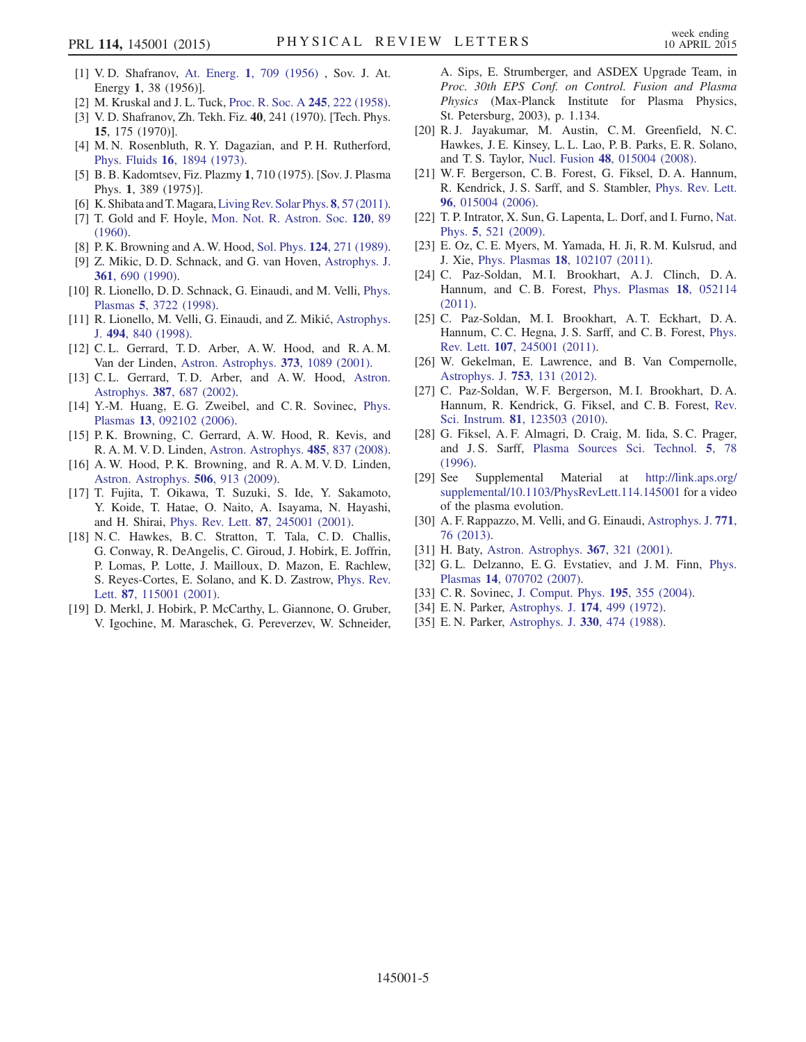[1] V. D. Shafranov, At. Energ. **1**, 709 (1956) , Sov. J. At. Energy **1**, 38 (1956)].

[2] M. Kruskal and J. L. Tuck, Proc. R. Soc. A **245**, 222 (1958).

[3] V. D. Shafranov, Zh. Tekh. Fiz. **40**, 241 (1970). [Tech. Phys. **15**, 175 (1970)].

[4] M. N. Rosenbluth, R. Y. Dagazian, and P. H. Rutherford, Phys. Fluids **16**, 1894 (1973).

[5] B. B. Kadomtsev, Fiz. Plazmy **1**, 710 (1975). [Sov. J. Plasma Phys. **1**, 389 (1975)].

[6] K. Shibata and T. Magara, Living Rev. Solar Phys. **8**, 57 (2011).

[7] T. Gold and F. Hoyle, Mon. Not. R. Astron. Soc. **120**, 89 (1960).

[8] P. K. Browning and A. W. Hood, Sol. Phys. **124**, 271 (1989).

[9] Z. Mikic, D. D. Schnack, and G. van Hoven, Astrophys. J. **361**, 690 (1990).

[10] R. Lionello, D. D. Schnack, G. Einaudi, and M. Velli, Phys. Plasmas **5**, 3722 (1998).

[11] R. Lionello, M. Velli, G. Einaudi, and Z. Mikić, Astrophys. J. **494**, 840 (1998).

[12] C. L. Gerrard, T. D. Arber, A. W. Hood, and R. A. M. Van der Linden, Astron. Astrophys. **373**, 1089 (2001).

[13] C. L. Gerrard, T. D. Arber, and A. W. Hood, Astron. Astrophys. **387**, 687 (2002).

[14] Y.-M. Huang, E. G. Zweibel, and C. R. Sovinec, Phys. Plasmas **13**, 092102 (2006).

[15] P. K. Browning, C. Gerrard, A. W. Hood, R. Kevis, and R. A. M. V. D. Linden, Astron. Astrophys. **485**, 837 (2008).

[16] A. W. Hood, P. K. Browning, and R. A. M. V. D. Linden, Astron. Astrophys. **506**, 913 (2009).

[17] T. Fujita, T. Oikawa, T. Suzuki, S. Ide, Y. Sakamoto, Y. Koide, T. Hatae, O. Naito, A. Isayama, N. Hayashi, and H. Shirai, Phys. Rev. Lett. **87**, 245001 (2001).

[18] N. C. Hawkes, B. C. Stratton, T. Tala, C. D. Challis, G. Conway, R. DeAngelis, C. Giroud, J. Hobirk, E. Joffrin, P. Lomas, P. Lotte, J. Mailloux, D. Mazon, E. Rachlew, S. Reyes-Cortes, E. Solano, and K. D. Zastrow, Phys. Rev. Lett. **87**, 115001 (2001).

[19] D. Merkl, J. Hobirk, P. McCarthy, L. Giannone, O. Gruber, V. Igochine, M. Maraschek, G. Pereverzev, W. Schneider, A. Sips, E. Strumberger, and ASDEX Upgrade Team, in *Proc. 30th EPS Conf. on Control. Fusion and Plasma Physics* (Max-Planck Institute for Plasma Physics, St. Petersburg, 2003), p. 1.134.

[20] R. J. Jayakumar, M. Austin, C. M. Greenfield, N. C. Hawkes, J. E. Kinsey, L. L. Lao, P. B. Parks, E. R. Solano, and T. S. Taylor, Nucl. Fusion **48**, 015004 (2008).

[21] W. F. Bergerson, C. B. Forest, G. Fiksel, D. A. Hannum, R. Kendrick, J. S. Sarff, and S. Stambler, Phys. Rev. Lett. **96**, 015004 (2006).

[22] T. P. Intrator, X. Sun, G. Lapenta, L. Dorf, and I. Furno, Nat. Phys. **5**, 521 (2009).

[23] E. Oz, C. E. Myers, M. Yamada, H. Ji, R. M. Kulsrud, and J. Xie, Phys. Plasmas **18**, 102107 (2011).

[24] C. Paz-Soldan, M. I. Brookhart, A. J. Clinch, D. A. Hannum, and C. B. Forest, Phys. Plasmas **18**, 052114 (2011).

[25] C. Paz-Soldan, M. I. Brookhart, A. T. Eckhart, D. A. Hannum, C. C. Hegna, J. S. Sarff, and C. B. Forest, Phys. Rev. Lett. **107**, 245001 (2011).

[26] W. Gekelman, E. Lawrence, and B. Van Compernolle, Astrophys. J. **753**, 131 (2012).

[27] C. Paz-Soldan, W. F. Bergerson, M. I. Brookhart, D. A. Hannum, R. Kendrick, G. Fiksel, and C. B. Forest, Rev. Sci. Instrum. **81**, 123503 (2010).

[28] G. Fiksel, A. F. Almagri, D. Craig, M. Iida, S. C. Prager, and J. S. Sarff, Plasma Sources Sci. Technol. **5**, 78 (1996).

[29] See Supplemental Material at http://link.aps.org/supplemental/10.1103/PhysRevLett.114.145001 for a video of the plasma evolution.

[30] A. F. Rappazzo, M. Velli, and G. Einaudi, Astrophys. J. **771**, 76 (2013).

[31] H. Baty, Astron. Astrophys. **367**, 321 (2001).

[32] G. L. Delzanno, E. G. Evstatiev, and J. M. Finn, Phys. Plasmas **14**, 070702 (2007).

[33] C. R. Sovinec, J. Comput. Phys. **195**, 355 (2004).

[34] E. N. Parker, Astrophys. J. **174**, 499 (1972).

[35] E. N. Parker, Astrophys. J. **330**, 474 (1988).